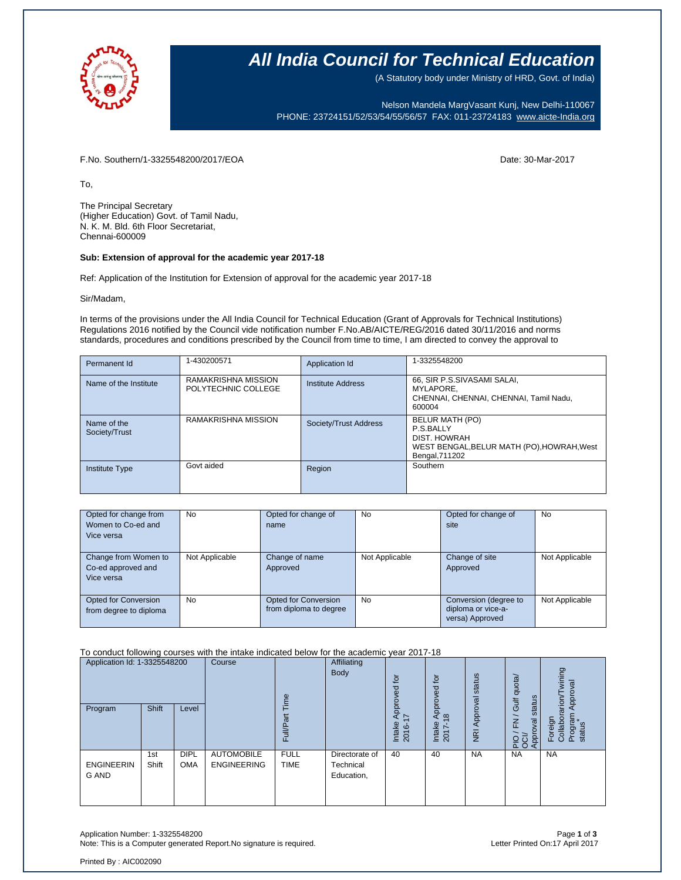# All India Council for Technical Education

(A Statutory body under Ministry of HRD, Govt. of India)

Nelson Mandela MargVasant Kunj, New Delhi-110067
PHONE: 23724151/52/53/54/55/56/57 FAX: 011-23724183 www.aicte-India.org

F.No. Southern/1-3325548200/2017/EOA

Date: 30-Mar-2017

To,

The Principal Secretary
(Higher Education) Govt. of Tamil Nadu,
N. K. M. Bld. 6th Floor Secretariat,
Chennai-600009

**Sub: Extension of approval for the academic year 2017-18**

Ref: Application of the Institution for Extension of approval for the academic year 2017-18

Sir/Madam,

In terms of the provisions under the All India Council for Technical Education (Grant of Approvals for Technical Institutions) Regulations 2016 notified by the Council vide notification number F.No.AB/AICTE/REG/2016 dated 30/11/2016 and norms standards, procedures and conditions prescribed by the Council from time to time, I am directed to convey the approval to

| Permanent Id | 1-430200571 | Application Id | 1-3325548200 |
|---|---|---|---|
| Name of the Institute | RAMAKRISHNA MISSION POLYTECHNIC COLLEGE | Institute Address | 66, SIR P.S.SIVASAMI SALAI, MYLAPORE, CHENNAI, CHENNAI, CHENNAI, Tamil Nadu, 600004 |
| Name of the Society/Trust | RAMAKRISHNA MISSION | Society/Trust Address | BELUR MATH (PO) P.S.BALLY DIST. HOWRAH WEST BENGAL,BELUR MATH (PO),HOWRAH,West Bengal,711202 |
| Institute Type | Govt aided | Region | Southern |

| Opted for change from Women to Co-ed and Vice versa | No | Opted for change of name | No | Opted for change of site | No |
|---|---|---|---|---|---|
| Change from Women to Co-ed approved and Vice versa | Not Applicable | Change of name Approved | Not Applicable | Change of site Approved | Not Applicable |
| Opted for Conversion from degree to diploma | No | Opted for Conversion from diploma to degree | No | Conversion (degree to diploma or vice-a-versa) Approved | Not Applicable |

To conduct following courses with the intake indicated below for the academic year 2017-18

| Application Id: 1-3325548200 | | | Course | Full/Part Time | Affiliating Body | Intake Approved for 2016-17 | Intake Approved for 2017-18 | NRI Approval status | PIO / FN / Gulf quota/ OCI/ Approval status | Foreign Collaboration/Twining Program Approval status* |
|---|---|---|---|---|---|---|---|---|---|---|
| Program | Shift | Level | | | | | | | | |
| ENGINEERING AND | 1st Shift | DIPLOMA | AUTOMOBILE ENGINEERING | FULL TIME | Directorate of Technical Education, | 40 | 40 | NA | NA | NA |

Application Number: 1-3325548200
Note: This is a Computer generated Report.No signature is required.

Letter Printed On:17 April 2017

Printed By : AIC002090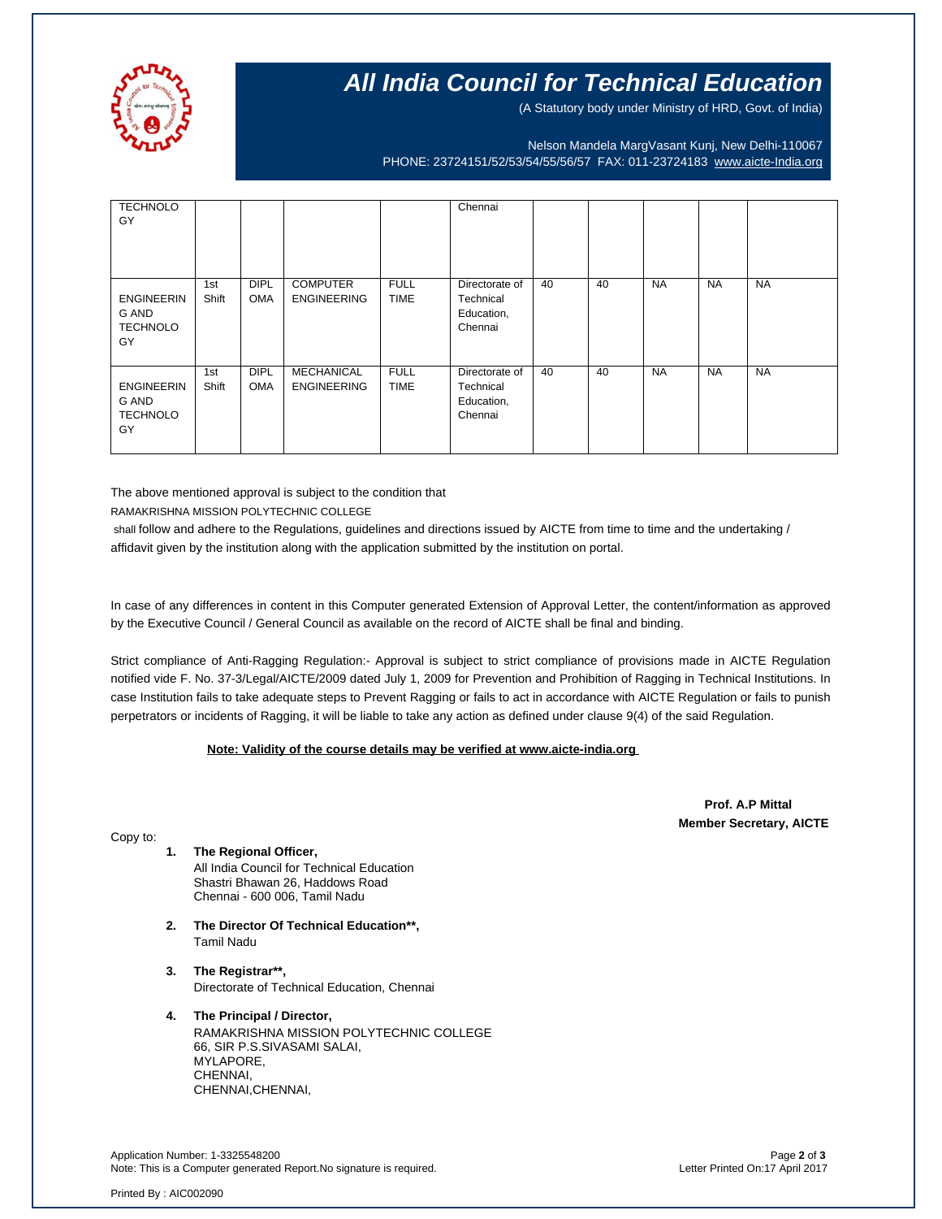| | | | | | | | | | | |
|---|---|---|---|---|---|---|---|---|---|---|
| TECHNOLOGY | | | | | Chennai | | | | | |
| ENGINEERING AND TECHNOLOGY | 1st Shift | DIPLOMA | COMPUTER ENGINEERING | FULL TIME | Directorate of Technical Education, Chennai | 40 | 40 | NA | NA | NA |
| ENGINEERING AND TECHNOLOGY | 1st Shift | DIPLOMA | MECHANICAL ENGINEERING | FULL TIME | Directorate of Technical Education, Chennai | 40 | 40 | NA | NA | NA |

The above mentioned approval is subject to the condition that RAMAKRISHNA MISSION POLYTECHNIC COLLEGE shall follow and adhere to the Regulations, guidelines and directions issued by AICTE from time to time and the undertaking / affidavit given by the institution along with the application submitted by the institution on portal.

In case of any differences in content in this Computer generated Extension of Approval Letter, the content/information as approved by the Executive Council / General Council as available on the record of AICTE shall be final and binding.

Strict compliance of Anti-Ragging Regulation:- Approval is subject to strict compliance of provisions made in AICTE Regulation notified vide F. No. 37-3/Legal/AICTE/2009 dated July 1, 2009 for Prevention and Prohibition of Ragging in Technical Institutions. In case Institution fails to take adequate steps to Prevent Ragging or fails to act in accordance with AICTE Regulation or fails to punish perpetrators or incidents of Ragging, it will be liable to take any action as defined under clause 9(4) of the said Regulation.

**Note: Validity of the course details may be verified at www.aicte-india.org**

**Prof. A.P Mittal**
**Member Secretary, AICTE**

Copy to:

1. **The Regional Officer,**
   All India Council for Technical Education
   Shastri Bhawan 26, Haddows Road
   Chennai - 600 006, Tamil Nadu

2. **The Director Of Technical Education\*\*,**
   Tamil Nadu

3. **The Registrar\*\*,**
   Directorate of Technical Education, Chennai

4. **The Principal / Director,**
   RAMAKRISHNA MISSION POLYTECHNIC COLLEGE
   66, SIR P.S.SIVASAMI SALAI,
   MYLAPORE,
   CHENNAI,
   CHENNAI,CHENNAI,

Application Number: 1-3325548200
Note: This is a Computer generated Report.No signature is required.

Letter Printed On:17 April 2017

Printed By : AIC002090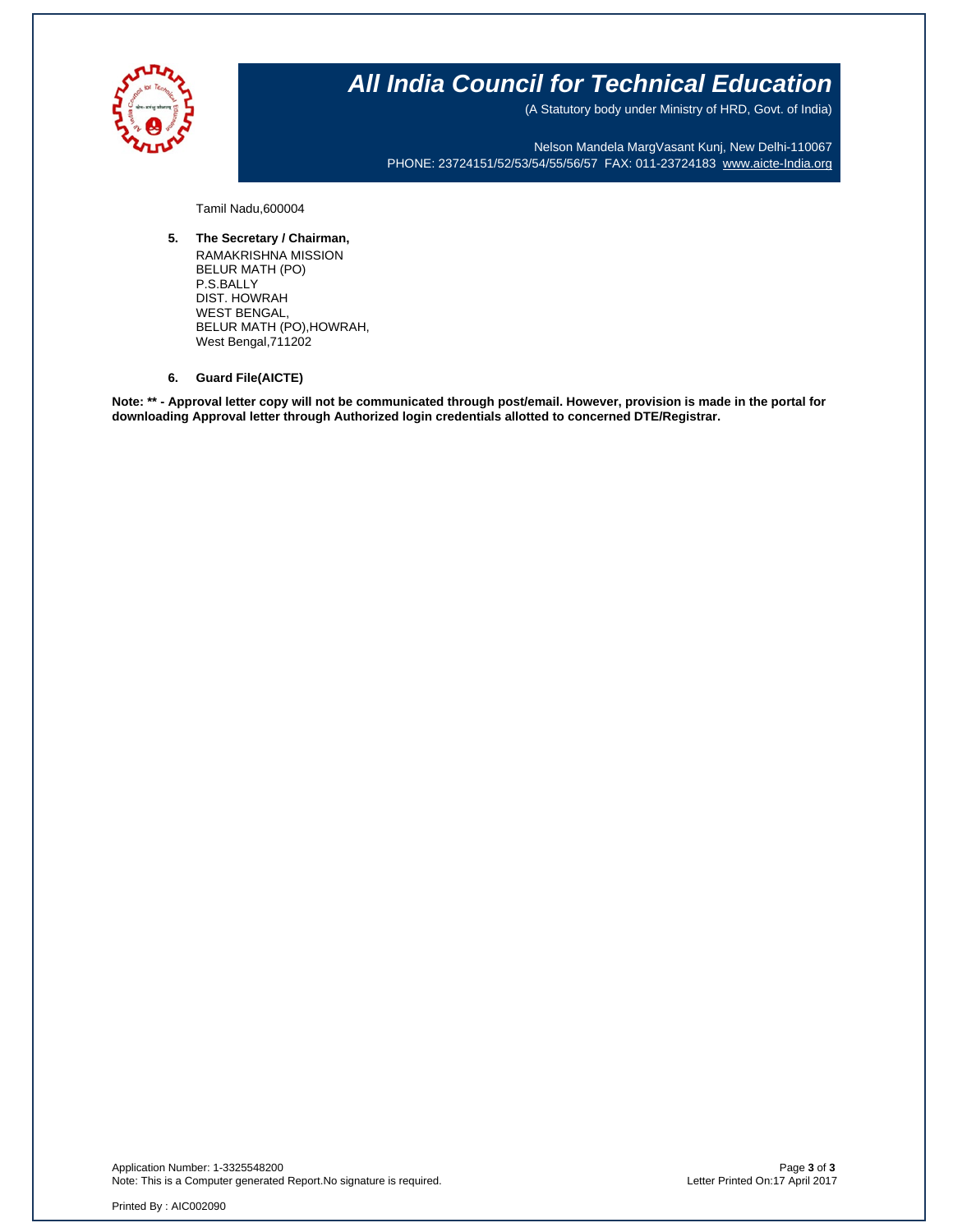Tamil Nadu,600004

5. **The Secretary / Chairman,**
   RAMAKRISHNA MISSION
   BELUR MATH (PO)
   P.S.BALLY
   DIST. HOWRAH
   WEST BENGAL,
   BELUR MATH (PO),HOWRAH,
   West Bengal,711202

6. **Guard File(AICTE)**

**Note: ** - Approval letter copy will not be communicated through post/email. However, provision is made in the portal for downloading Approval letter through Authorized login credentials allotted to concerned DTE/Registrar.**

Application Number: 1-3325548200
Note: This is a Computer generated Report.No signature is required.

Letter Printed On:17 April 2017

Printed By : AIC002090